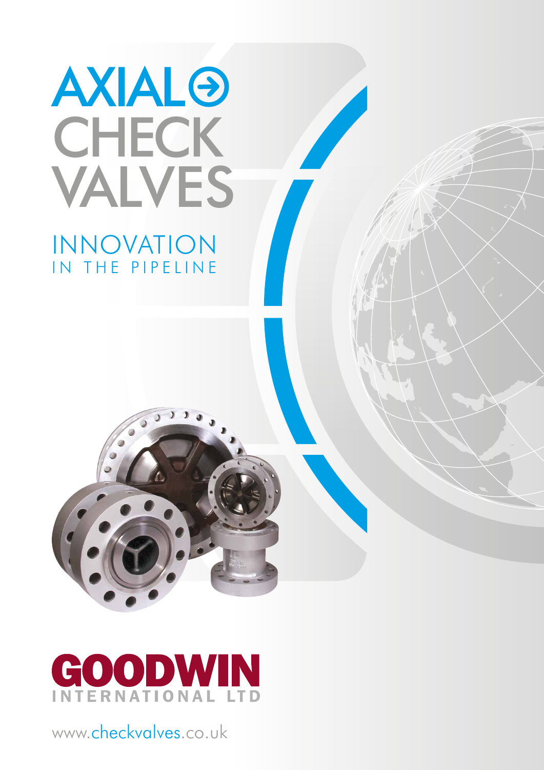# AXIAL CHECK VALVES

## INNOVATION IN THE PIPELINE

GOODWIN INTERNATIONAL LTD

www.checkvalves.co.uk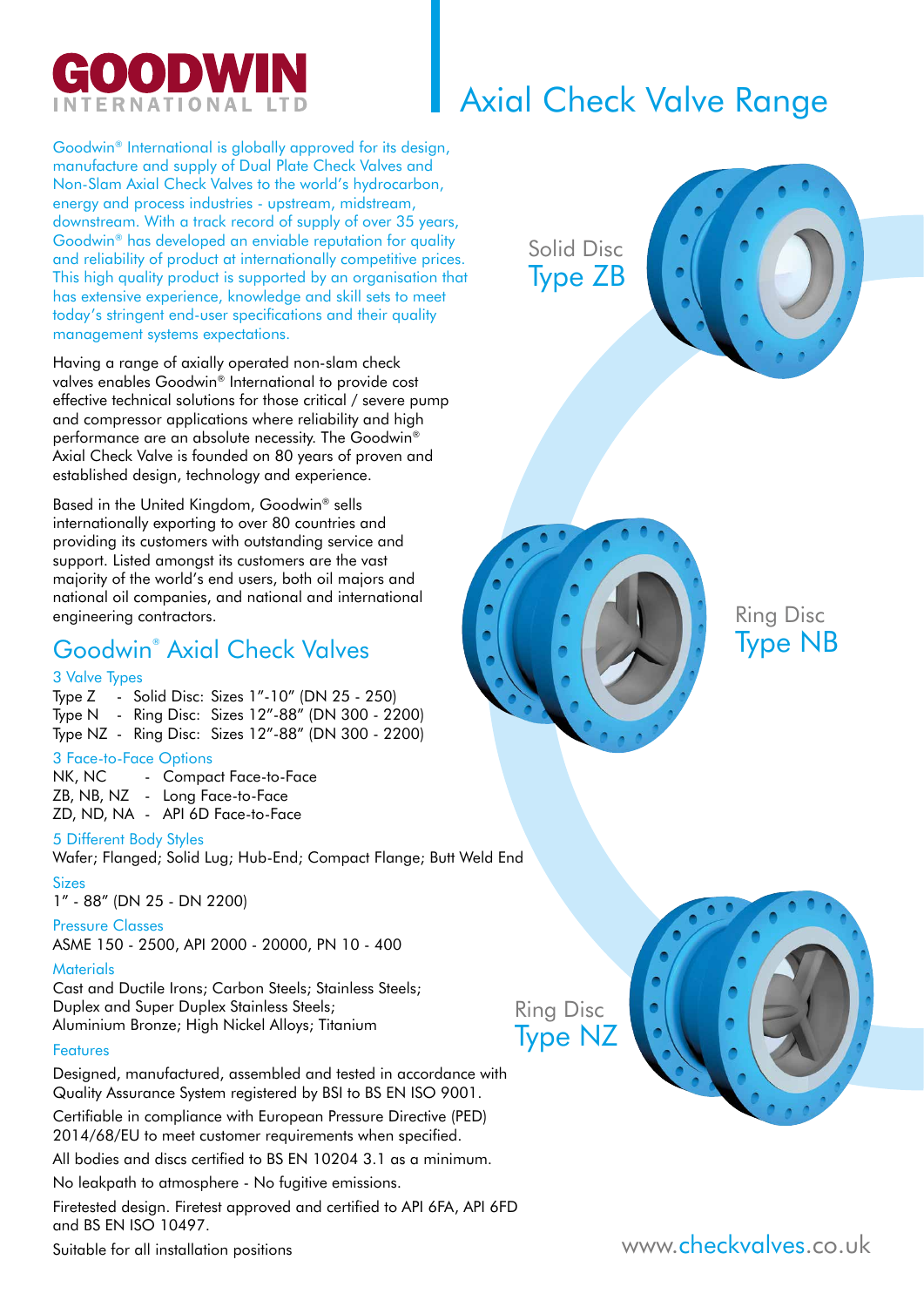# GOODWIN INTERNATIONAL LTD

# Axial Check Valve Range

Goodwin® International is globally approved for its design, manufacture and supply of Dual Plate Check Valves and Non-Slam Axial Check Valves to the world's hydrocarbon, energy and process industries - upstream, midstream, downstream. With a track record of supply of over 35 years, Goodwin® has developed an enviable reputation for quality and reliability of product at internationally competitive prices. This high quality product is supported by an organisation that has extensive experience, knowledge and skill sets to meet today's stringent end-user specifications and their quality management systems expectations.

Having a range of axially operated non-slam check valves enables Goodwin® International to provide cost effective technical solutions for those critical / severe pump and compressor applications where reliability and high performance are an absolute necessity. The Goodwin® Axial Check Valve is founded on 80 years of proven and established design, technology and experience.

Based in the United Kingdom, Goodwin® sells internationally exporting to over 80 countries and providing its customers with outstanding service and support. Listed amongst its customers are the vast majority of the world's end users, both oil majors and national oil companies, and national and international engineering contractors.

## Goodwin® Axial Check Valves

### 3 Valve Types

Type Z - Solid Disc: Sizes 1"-10" (DN 25 - 250)
Type N - Ring Disc: Sizes 12"-88" (DN 300 - 2200)
Type NZ - Ring Disc: Sizes 12"-88" (DN 300 - 2200)

### 3 Face-to-Face Options

NK, NC - Compact Face-to-Face
ZB, NB, NZ - Long Face-to-Face
ZD, ND, NA - API 6D Face-to-Face

### 5 Different Body Styles

Wafer; Flanged; Solid Lug; Hub-End; Compact Flange; Butt Weld End

### Sizes

1" - 88" (DN 25 - DN 2200)

### Pressure Classes

ASME 150 - 2500, API 2000 - 20000, PN 10 - 400

### Materials

Cast and Ductile Irons; Carbon Steels; Stainless Steels;
Duplex and Super Duplex Stainless Steels;
Aluminium Bronze; High Nickel Alloys; Titanium

### Features

Designed, manufactured, assembled and tested in accordance with Quality Assurance System registered by BSI to BS EN ISO 9001.

Certifiable in compliance with European Pressure Directive (PED) 2014/68/EU to meet customer requirements when specified.

All bodies and discs certified to BS EN 10204 3.1 as a minimum.

No leakpath to atmosphere - No fugitive emissions.

Firetested design. Firetest approved and certified to API 6FA, API 6FD and BS EN ISO 10497.

Suitable for all installation positions

Solid Disc
Type ZB

Ring Disc
Type NB

Ring Disc
Type NZ

www.checkvalves.co.uk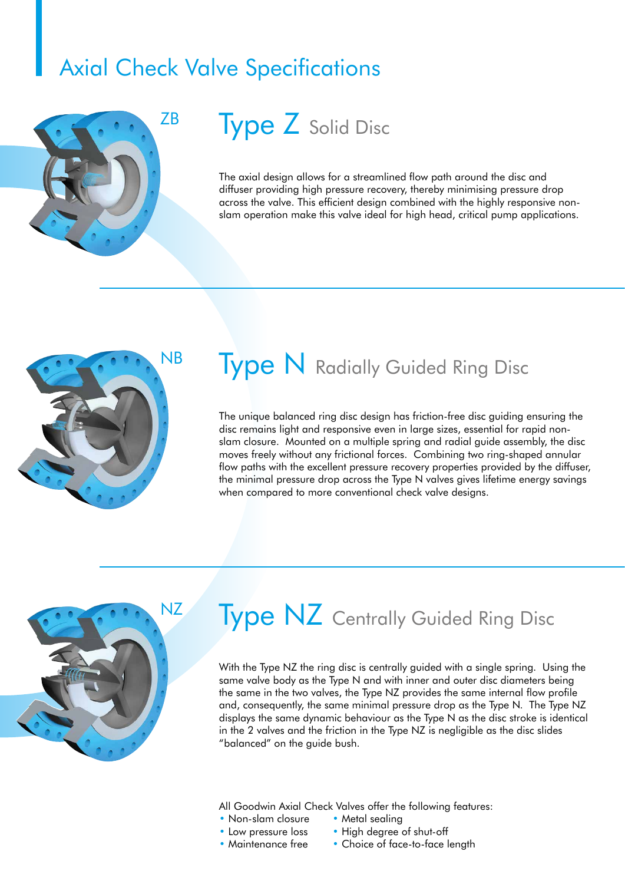# Axial Check Valve Specifications

ZB

## Type Z Solid Disc

The axial design allows for a streamlined flow path around the disc and diffuser providing high pressure recovery, thereby minimising pressure drop across the valve. This efficient design combined with the highly responsive non-slam operation make this valve ideal for high head, critical pump applications.

NB

## Type N Radially Guided Ring Disc

The unique balanced ring disc design has friction-free disc guiding ensuring the disc remains light and responsive even in large sizes, essential for rapid non-slam closure. Mounted on a multiple spring and radial guide assembly, the disc moves freely without any frictional forces. Combining two ring-shaped annular flow paths with the excellent pressure recovery properties provided by the diffuser, the minimal pressure drop across the Type N valves gives lifetime energy savings when compared to more conventional check valve designs.

NZ

## Type NZ Centrally Guided Ring Disc

With the Type NZ the ring disc is centrally guided with a single spring. Using the same valve body as the Type N and with inner and outer disc diameters being the same in the two valves, the Type NZ provides the same internal flow profile and, consequently, the same minimal pressure drop as the Type N. The Type NZ displays the same dynamic behaviour as the Type N as the disc stroke is identical in the 2 valves and the friction in the Type NZ is negligible as the disc slides "balanced" on the guide bush.

All Goodwin Axial Check Valves offer the following features:

- Non-slam closure
- Low pressure loss
- Maintenance free
- Metal sealing
- High degree of shut-off
- Choice of face-to-face length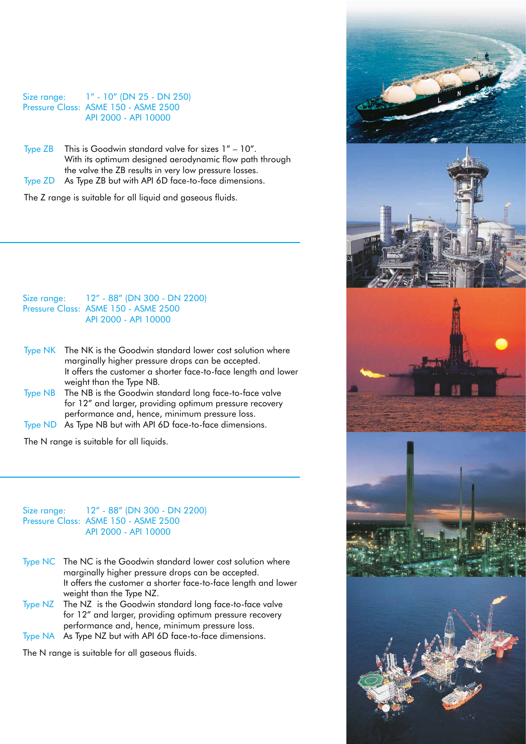Size range: 1" - 10" (DN 25 - DN 250)
Pressure Class: ASME 150 - ASME 2500
API 2000 - API 10000

**Type ZB** This is Goodwin standard valve for sizes 1" – 10". With its optimum designed aerodynamic flow path through the valve the ZB results in very low pressure losses.

**Type ZD** As Type ZB but with API 6D face-to-face dimensions.

The Z range is suitable for all liquid and gaseous fluids.

---

Size range: 12" - 88" (DN 300 - DN 2200)
Pressure Class: ASME 150 - ASME 2500
API 2000 - API 10000

**Type NK** The NK is the Goodwin standard lower cost solution where marginally higher pressure drops can be accepted. It offers the customer a shorter face-to-face length and lower weight than the Type NB.

**Type NB** The NB is the Goodwin standard long face-to-face valve for 12" and larger, providing optimum pressure recovery performance and, hence, minimum pressure loss.

**Type ND** As Type NB but with API 6D face-to-face dimensions.

The N range is suitable for all liquids.

---

Size range: 12" - 88" (DN 300 - DN 2200)
Pressure Class: ASME 150 - ASME 2500
API 2000 - API 10000

**Type NC** The NC is the Goodwin standard lower cost solution where marginally higher pressure drops can be accepted. It offers the customer a shorter face-to-face length and lower weight than the Type NZ.

**Type NZ** The NZ is the Goodwin standard long face-to-face valve for 12" and larger, providing optimum pressure recovery performance and, hence, minimum pressure loss.

**Type NA** As Type NZ but with API 6D face-to-face dimensions.

The N range is suitable for all gaseous fluids.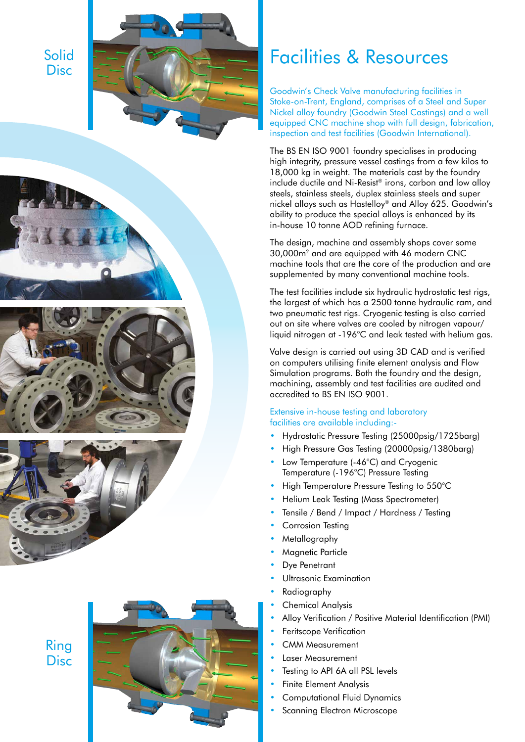Solid Disc

Ring Disc

# Facilities & Resources

Goodwin's Check Valve manufacturing facilities in Stoke-on-Trent, England, comprises of a Steel and Super Nickel alloy foundry (Goodwin Steel Castings) and a well equipped CNC machine shop with full design, fabrication, inspection and test facilities (Goodwin International).

The BS EN ISO 9001 foundry specialises in producing high integrity, pressure vessel castings from a few kilos to 18,000 kg in weight. The materials cast by the foundry include ductile and Ni-Resist® irons, carbon and low alloy steels, stainless steels, duplex stainless steels and super nickel alloys such as Hastelloy® and Alloy 625. Goodwin's ability to produce the special alloys is enhanced by its in-house 10 tonne AOD refining furnace.

The design, machine and assembly shops cover some 30,000m² and are equipped with 46 modern CNC machine tools that are the core of the production and are supplemented by many conventional machine tools.

The test facilities include six hydraulic hydrostatic test rigs, the largest of which has a 2500 tonne hydraulic ram, and two pneumatic test rigs. Cryogenic testing is also carried out on site where valves are cooled by nitrogen vapour/liquid nitrogen at -196°C and leak tested with helium gas.

Valve design is carried out using 3D CAD and is verified on computers utilising finite element analysis and Flow Simulation programs. Both the foundry and the design, machining, assembly and test facilities are audited and accredited to BS EN ISO 9001.

Extensive in-house testing and laboratory facilities are available including:-

- Hydrostatic Pressure Testing (25000psig/1725barg)
- High Pressure Gas Testing (20000psig/1380barg)
- Low Temperature (-46°C) and Cryogenic Temperature (-196°C) Pressure Testing
- High Temperature Pressure Testing to 550°C
- Helium Leak Testing (Mass Spectrometer)
- Tensile / Bend / Impact / Hardness / Testing
- Corrosion Testing
- Metallography
- Magnetic Particle
- Dye Penetrant
- Ultrasonic Examination
- Radiography
- Chemical Analysis
- Alloy Verification / Positive Material Identification (PMI)
- Feritscope Verification
- CMM Measurement
- Laser Measurement
- Testing to API 6A all PSL levels
- Finite Element Analysis
- Computational Fluid Dynamics
- Scanning Electron Microscope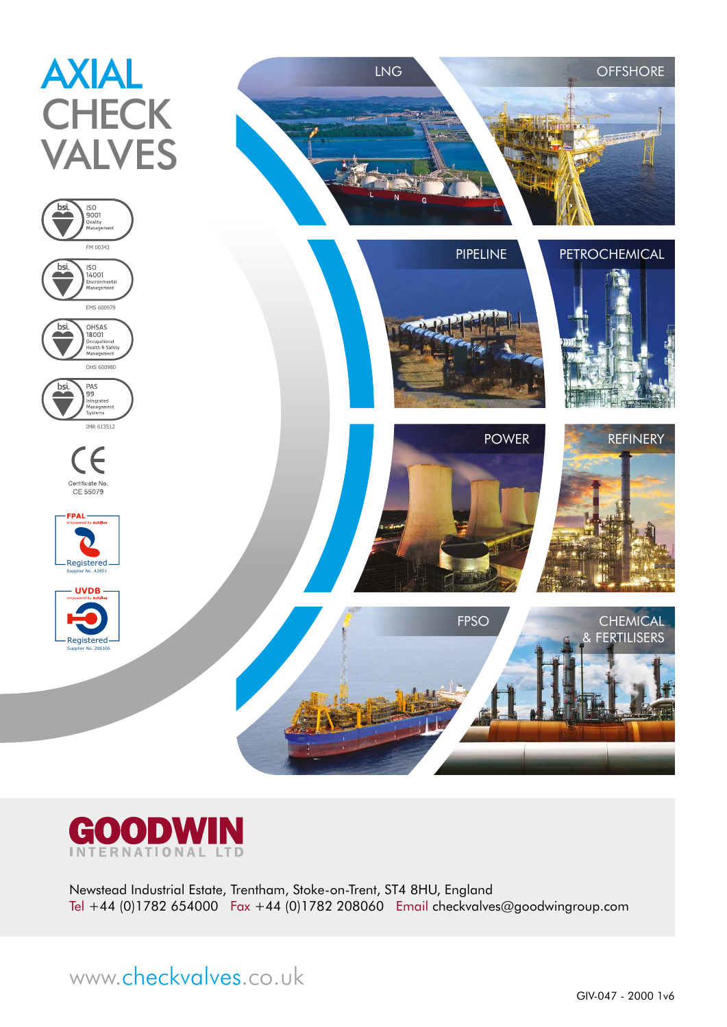# AXIAL CHECK VALVES

ISO 9001 Quality Management
FM 00343

ISO 14001 Environmental Management
EMS 600979

OHSAS 18001 Occupational Health & Safety Management
OHS 600980

PAS 99 Integrated Management Systems
IMR 613512

Certificate No. CE 55079

FPAL Registered
Supplier No. 42851

UVDB Registered
Supplier No. 206106

LNG

OFFSHORE

PIPELINE

PETROCHEMICAL

POWER

REFINERY

FPSO

CHEMICAL & FERTILISERS

**GOODWIN INTERNATIONAL LTD**

Newstead Industrial Estate, Trentham, Stoke-on-Trent, ST4 8HU, England
Tel +44 (0)1782 654000 Fax +44 (0)1782 208060 Email checkvalves@goodwingroup.com

www.checkvalves.co.uk

GIV-047 - 2000 1v6